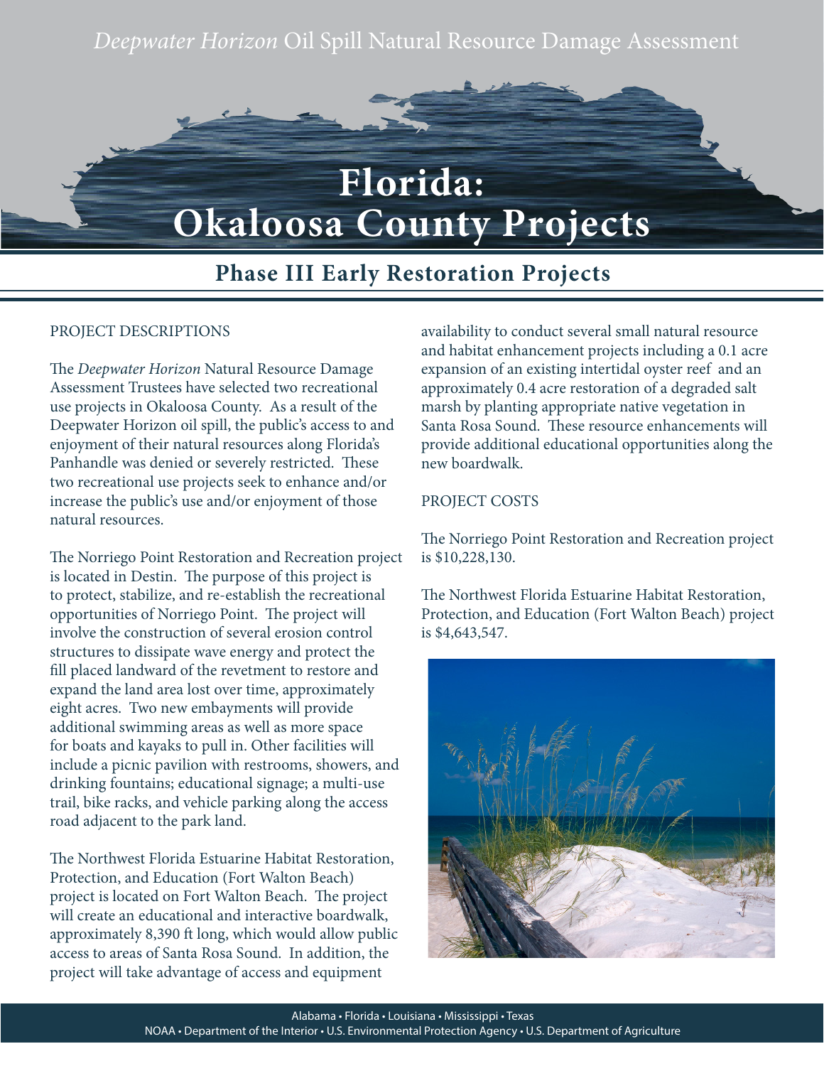*Deepwater Horizon* Oil Spill Natural Resource Damage Assessment

# Florida: Okaloosa County Projects

## Phase III Early Restoration Projects

### PROJECT DESCRIPTIONS

The *Deepwater Horizon* Natural Resource Damage Assessment Trustees have selected two recreational use projects in Okaloosa County. As a result of the Deepwater Horizon oil spill, the public's access to and enjoyment of their natural resources along Florida's Panhandle was denied or severely restricted. These two recreational use projects seek to enhance and/or increase the public's use and/or enjoyment of those natural resources.

The Norriego Point Restoration and Recreation project is located in Destin. The purpose of this project is to protect, stabilize, and re-establish the recreational opportunities of Norriego Point. The project will involve the construction of several erosion control structures to dissipate wave energy and protect the fill placed landward of the revetment to restore and expand the land area lost over time, approximately eight acres. Two new embayments will provide additional swimming areas as well as more space for boats and kayaks to pull in. Other facilities will include a picnic pavilion with restrooms, showers, and drinking fountains; educational signage; a multi-use trail, bike racks, and vehicle parking along the access road adjacent to the park land.

The Northwest Florida Estuarine Habitat Restoration, Protection, and Education (Fort Walton Beach) project is located on Fort Walton Beach. The project will create an educational and interactive boardwalk, approximately 8,390 ft long, which would allow public access to areas of Santa Rosa Sound. In addition, the project will take advantage of access and equipment availability to conduct several small natural resource and habitat enhancement projects including a 0.1 acre expansion of an existing intertidal oyster reef and an approximately 0.4 acre restoration of a degraded salt marsh by planting appropriate native vegetation in Santa Rosa Sound. These resource enhancements will provide additional educational opportunities along the new boardwalk.

### PROJECT COSTS

The Norriego Point Restoration and Recreation project is $10,228,130.

The Northwest Florida Estuarine Habitat Restoration, Protection, and Education (Fort Walton Beach) project is $4,643,547.

Alabama • Florida • Louisiana • Mississippi • Texas
NOAA • Department of the Interior • U.S. Environmental Protection Agency • U.S. Department of Agriculture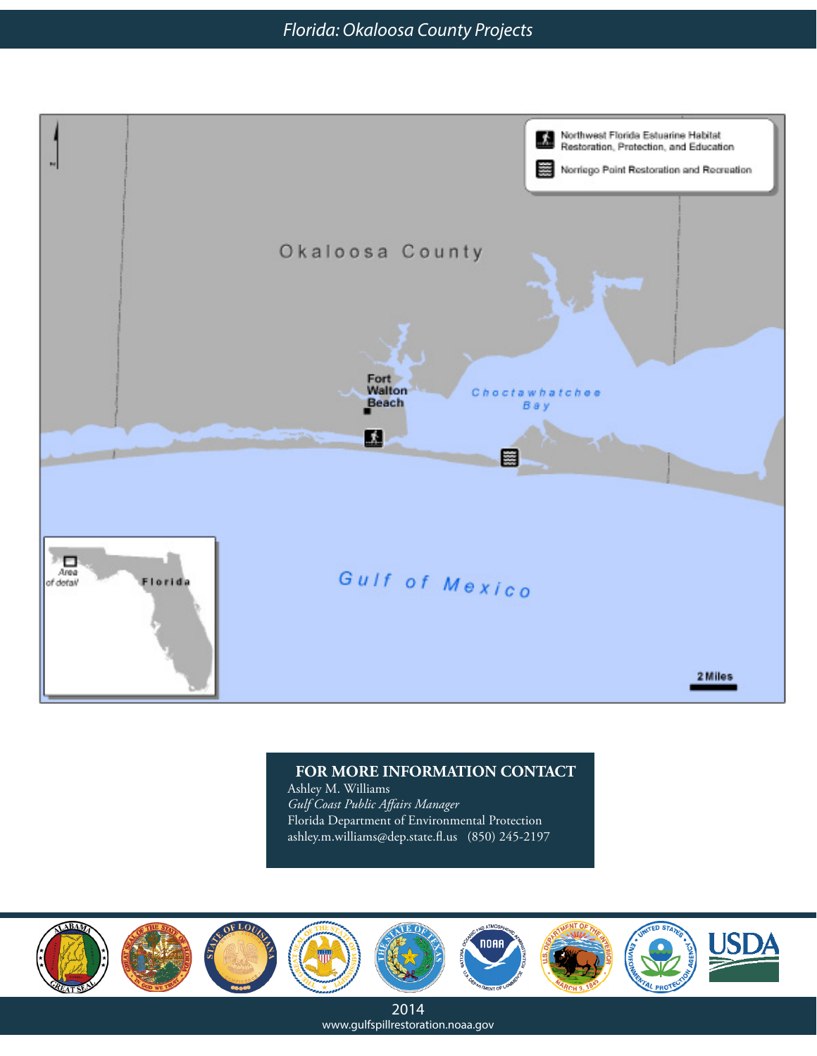# Florida: Okaloosa County Projects

Northwest Florida Estuarine Habitat Restoration, Protection, and Education

Norriego Point Restoration and Recreation

Okaloosa County

Fort Walton Beach

Choctawhatchee Bay

Gulf of Mexico

Area of detail

Florida

2 Miles

**FOR MORE INFORMATION CONTACT**
Ashley M. Williams
*Gulf Coast Public Affairs Manager*
Florida Department of Environmental Protection
ashley.m.williams@dep.state.fl.us (850) 245-2197

2014
www.gulfspillrestoration.noaa.gov